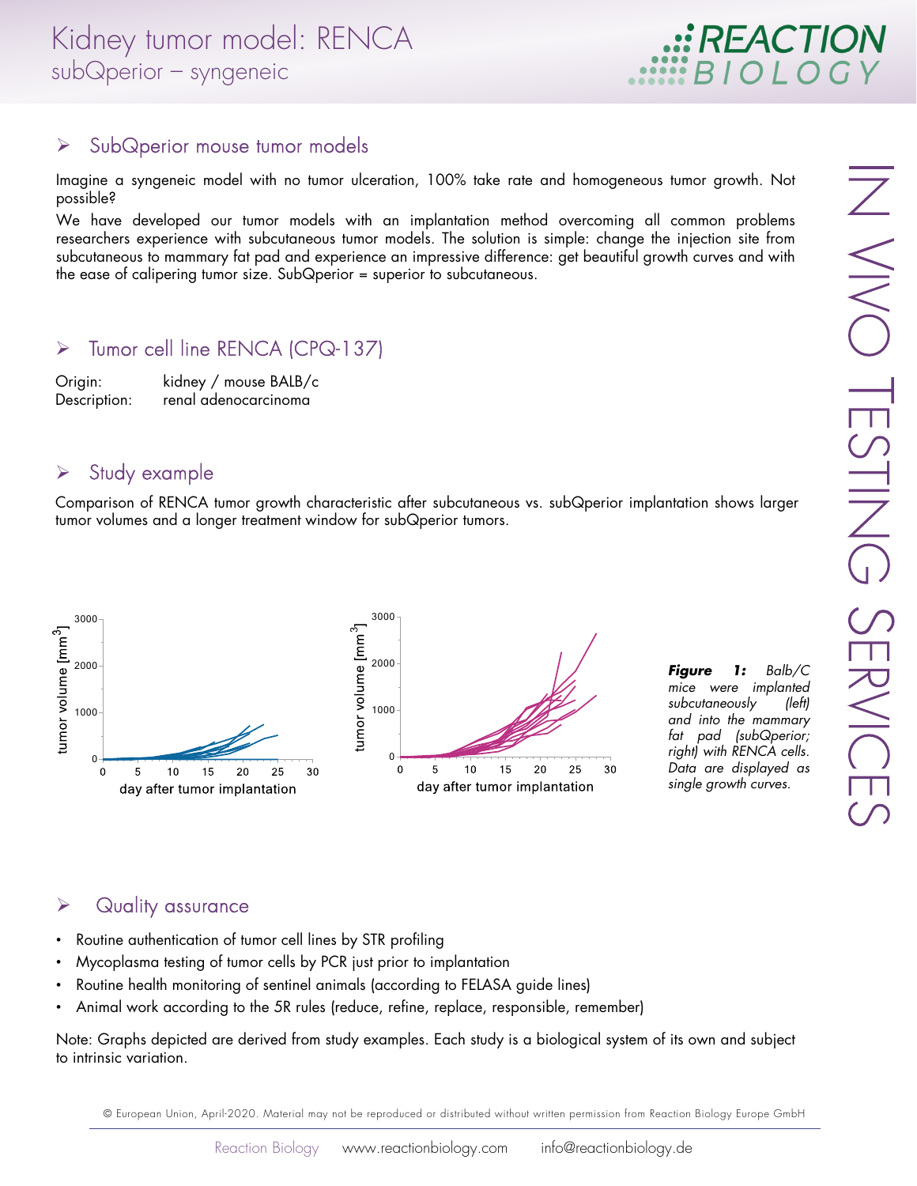# Kidney tumor model: RENCA
## subQperior – syngeneic

IN VIVO TESTING SERVICES

## SubQperior mouse tumor models

Imagine a syngeneic model with no tumor ulceration, 100% take rate and homogeneous tumor growth. Not possible?

We have developed our tumor models with an implantation method overcoming all common problems researchers experience with subcutaneous tumor models. The solution is simple: change the injection site from subcutaneous to mammary fat pad and experience an impressive difference: get beautiful growth curves and with the ease of calipering tumor size. SubQperior = superior to subcutaneous.

## Tumor cell line RENCA (CPQ-137)

Origin: kidney / mouse BALB/c
Description: renal adenocarcinoma

## Study example

Comparison of RENCA tumor growth characteristic after subcutaneous vs. subQperior implantation shows larger tumor volumes and a longer treatment window for subQperior tumors.

***Figure 1:*** *Balb/C mice were implanted subcutaneously (left) and into the mammary fat pad (subQperior; right) with RENCA cells. Data are displayed as single growth curves.*

## Quality assurance

- Routine authentication of tumor cell lines by STR profiling
- Mycoplasma testing of tumor cells by PCR just prior to implantation
- Routine health monitoring of sentinel animals (according to FELASA guide lines)
- Animal work according to the 5R rules (reduce, refine, replace, responsible, remember)

Note: Graphs depicted are derived from study examples. Each study is a biological system of its own and subject to intrinsic variation.

© European Union, April-2020. Material may not be reproduced or distributed without written permission from Reaction Biology Europe GmbH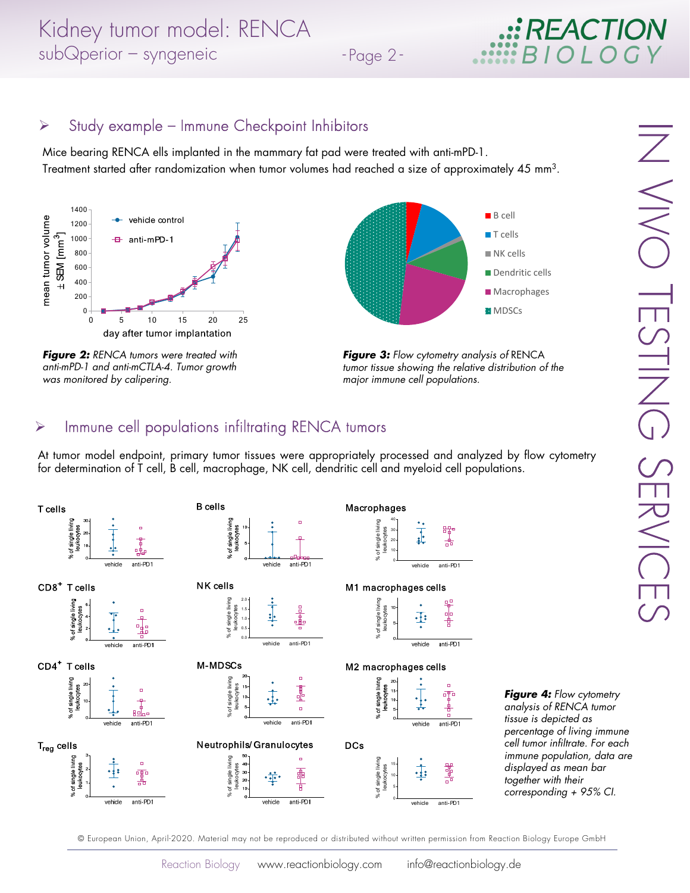## Study example – Immune Checkpoint Inhibitors

Mice bearing RENCA ells implanted in the mammary fat pad were treated with anti-mPD-1.
Treatment started after randomization when tumor volumes had reached a size of approximately 45 mm³.

mean tumor volume ± SEM [mm³]
1400
1200
1000
800
600
400
200
0
0 5 10 15 20 25
day after tumor implantation
vehicle control
anti-mPD-1

***Figure 2:*** *RENCA tumors were treated with anti-mPD-1 and anti-mCTLA-4. Tumor growth was monitored by calipering.*

B cell
T cells
NK cells
Dendritic cells
Macrophages
MDSCs

***Figure 3:*** *Flow cytometry analysis of* RENCA *tumor tissue showing the relative distribution of the major immune cell populations.*

## Immune cell populations infiltrating RENCA tumors

At tumor model endpoint, primary tumor tissues were appropriately processed and analyzed by flow cytometry for determination of T cell, B cell, macrophage, NK cell, dendritic cell and myeloid cell populations.

T cells
B cells
Macrophages
CD8⁺ T cells
NK cells
M1 macrophages cells
CD4⁺ T cells
M-MDSCs
M2 macrophages cells
$T_{reg}$ cells
Neutrophils/Granulocytes
DCs

% of single living leukocytes
vehicle
anti-PD1

***Figure 4:*** *Flow cytometry analysis of RENCA tumor tissue is depicted as percentage of living immune cell tumor infiltrate. For each immune population, data are displayed as mean bar together with their corresponding + 95% CI.*

© European Union, April-2020. Material may not be reproduced or distributed without written permission from Reaction Biology Europe GmbH